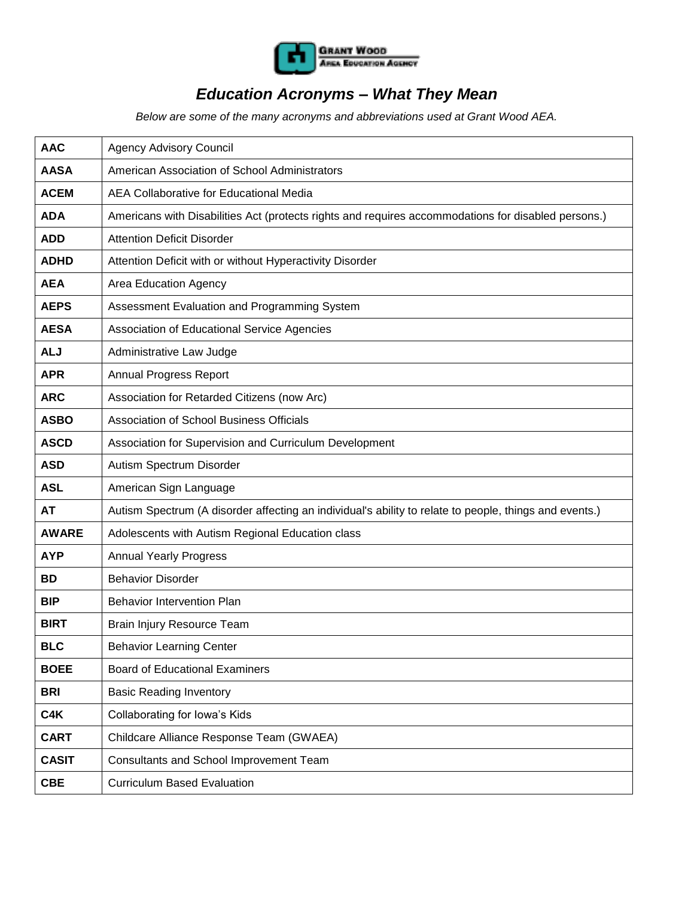# *Education Acronyms – What They Mean*

*Below are some of the many acronyms and abbreviations used at Grant Wood AEA.*

| | |
|---|---|
| **AAC** | Agency Advisory Council |
| **AASA** | American Association of School Administrators |
| **ACEM** | AEA Collaborative for Educational Media |
| **ADA** | Americans with Disabilities Act (protects rights and requires accommodations for disabled persons.) |
| **ADD** | Attention Deficit Disorder |
| **ADHD** | Attention Deficit with or without Hyperactivity Disorder |
| **AEA** | Area Education Agency |
| **AEPS** | Assessment Evaluation and Programming System |
| **AESA** | Association of Educational Service Agencies |
| **ALJ** | Administrative Law Judge |
| **APR** | Annual Progress Report |
| **ARC** | Association for Retarded Citizens (now Arc) |
| **ASBO** | Association of School Business Officials |
| **ASCD** | Association for Supervision and Curriculum Development |
| **ASD** | Autism Spectrum Disorder |
| **ASL** | American Sign Language |
| **AT** | Autism Spectrum (A disorder affecting an individual's ability to relate to people, things and events.) |
| **AWARE** | Adolescents with Autism Regional Education class |
| **AYP** | Annual Yearly Progress |
| **BD** | Behavior Disorder |
| **BIP** | Behavior Intervention Plan |
| **BIRT** | Brain Injury Resource Team |
| **BLC** | Behavior Learning Center |
| **BOEE** | Board of Educational Examiners |
| **BRI** | Basic Reading Inventory |
| **C4K** | Collaborating for Iowa's Kids |
| **CART** | Childcare Alliance Response Team (GWAEA) |
| **CASIT** | Consultants and School Improvement Team |
| **CBE** | Curriculum Based Evaluation |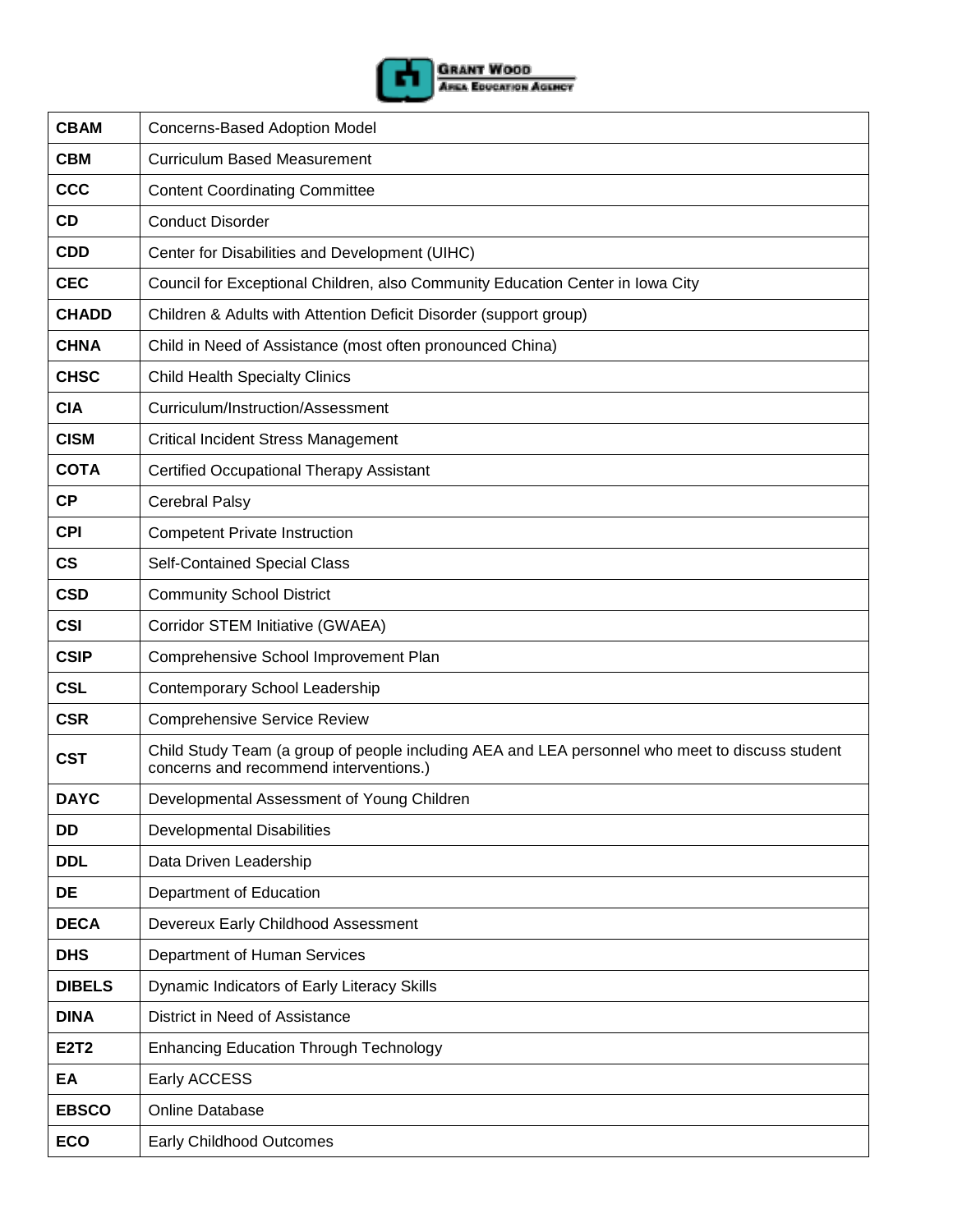| **CBAM** | Concerns-Based Adoption Model |
|---|---|
| **CBM** | Curriculum Based Measurement |
| **CCC** | Content Coordinating Committee |
| **CD** | Conduct Disorder |
| **CDD** | Center for Disabilities and Development (UIHC) |
| **CEC** | Council for Exceptional Children, also Community Education Center in Iowa City |
| **CHADD** | Children & Adults with Attention Deficit Disorder (support group) |
| **CHNA** | Child in Need of Assistance (most often pronounced China) |
| **CHSC** | Child Health Specialty Clinics |
| **CIA** | Curriculum/Instruction/Assessment |
| **CISM** | Critical Incident Stress Management |
| **COTA** | Certified Occupational Therapy Assistant |
| **CP** | Cerebral Palsy |
| **CPI** | Competent Private Instruction |
| **CS** | Self-Contained Special Class |
| **CSD** | Community School District |
| **CSI** | Corridor STEM Initiative (GWAEA) |
| **CSIP** | Comprehensive School Improvement Plan |
| **CSL** | Contemporary School Leadership |
| **CSR** | Comprehensive Service Review |
| **CST** | Child Study Team (a group of people including AEA and LEA personnel who meet to discuss student concerns and recommend interventions.) |
| **DAYC** | Developmental Assessment of Young Children |
| **DD** | Developmental Disabilities |
| **DDL** | Data Driven Leadership |
| **DE** | Department of Education |
| **DECA** | Devereux Early Childhood Assessment |
| **DHS** | Department of Human Services |
| **DIBELS** | Dynamic Indicators of Early Literacy Skills |
| **DINA** | District in Need of Assistance |
| **E2T2** | Enhancing Education Through Technology |
| **EA** | Early ACCESS |
| **EBSCO** | Online Database |
| **ECO** | Early Childhood Outcomes |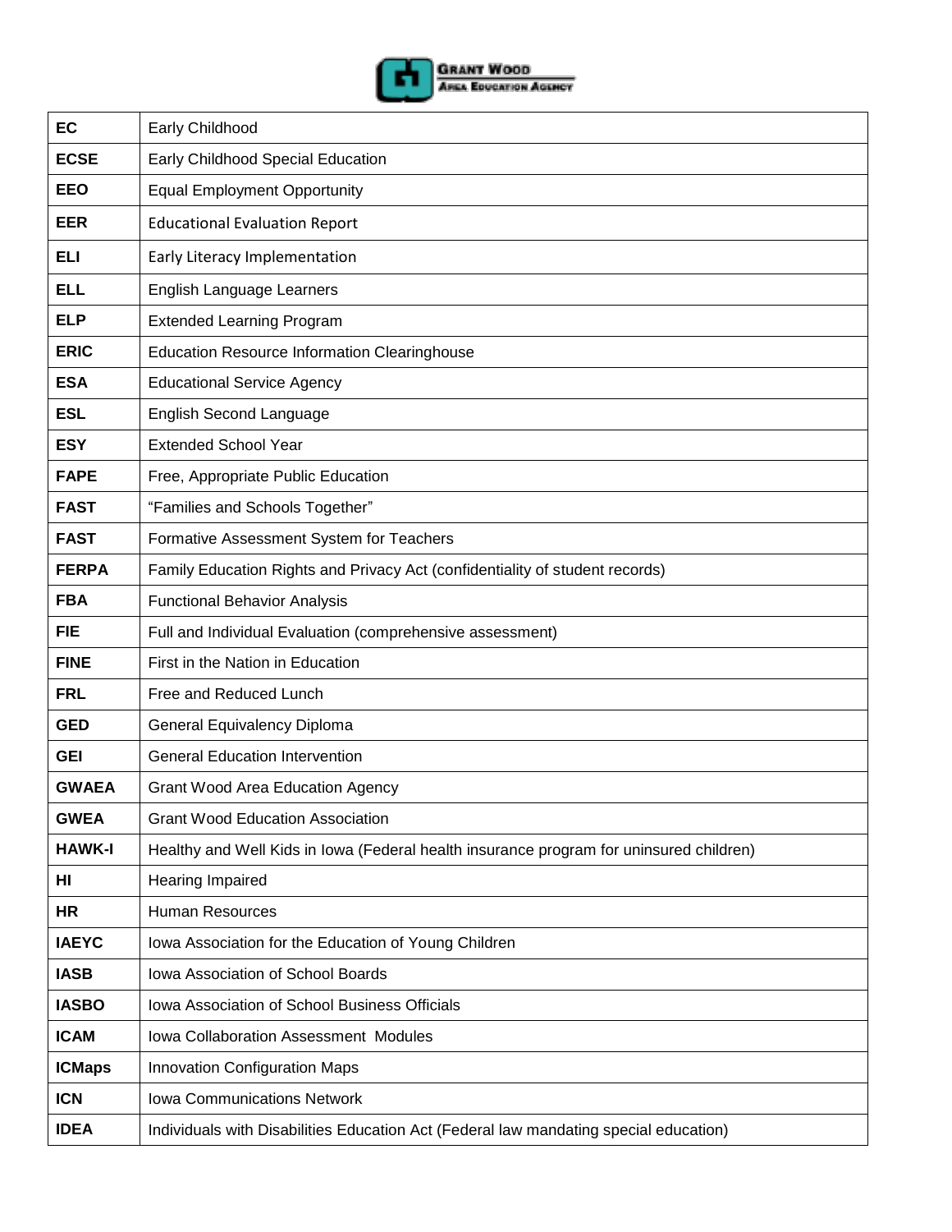| | |
|---|---|
| **EC** | Early Childhood |
| **ECSE** | Early Childhood Special Education |
| **EEO** | Equal Employment Opportunity |
| **EER** | Educational Evaluation Report |
| **ELI** | Early Literacy Implementation |
| **ELL** | English Language Learners |
| **ELP** | Extended Learning Program |
| **ERIC** | Education Resource Information Clearinghouse |
| **ESA** | Educational Service Agency |
| **ESL** | English Second Language |
| **ESY** | Extended School Year |
| **FAPE** | Free, Appropriate Public Education |
| **FAST** | "Families and Schools Together" |
| **FAST** | Formative Assessment System for Teachers |
| **FERPA** | Family Education Rights and Privacy Act (confidentiality of student records) |
| **FBA** | Functional Behavior Analysis |
| **FIE** | Full and Individual Evaluation (comprehensive assessment) |
| **FINE** | First in the Nation in Education |
| **FRL** | Free and Reduced Lunch |
| **GED** | General Equivalency Diploma |
| **GEI** | General Education Intervention |
| **GWAEA** | Grant Wood Area Education Agency |
| **GWEA** | Grant Wood Education Association |
| **HAWK-I** | Healthy and Well Kids in Iowa (Federal health insurance program for uninsured children) |
| **HI** | Hearing Impaired |
| **HR** | Human Resources |
| **IAEYC** | Iowa Association for the Education of Young Children |
| **IASB** | Iowa Association of School Boards |
| **IASBO** | Iowa Association of School Business Officials |
| **ICAM** | Iowa Collaboration Assessment Modules |
| **ICMaps** | Innovation Configuration Maps |
| **ICN** | Iowa Communications Network |
| **IDEA** | Individuals with Disabilities Education Act (Federal law mandating special education) |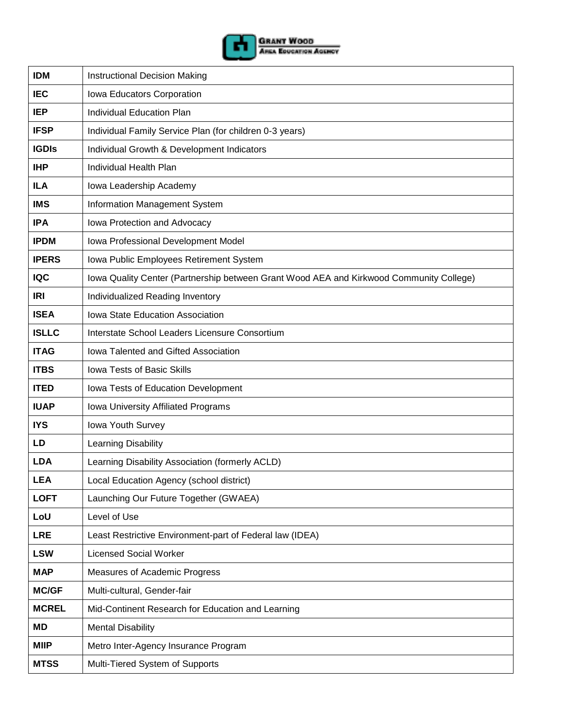| | |
|---|---|
| **IDM** | Instructional Decision Making |
| **IEC** | Iowa Educators Corporation |
| **IEP** | Individual Education Plan |
| **IFSP** | Individual Family Service Plan (for children 0-3 years) |
| **IGDIs** | Individual Growth & Development Indicators |
| **IHP** | Individual Health Plan |
| **ILA** | Iowa Leadership Academy |
| **IMS** | Information Management System |
| **IPA** | Iowa Protection and Advocacy |
| **IPDM** | Iowa Professional Development Model |
| **IPERS** | Iowa Public Employees Retirement System |
| **IQC** | Iowa Quality Center (Partnership between Grant Wood AEA and Kirkwood Community College) |
| **IRI** | Individualized Reading Inventory |
| **ISEA** | Iowa State Education Association |
| **ISLLC** | Interstate School Leaders Licensure Consortium |
| **ITAG** | Iowa Talented and Gifted Association |
| **ITBS** | Iowa Tests of Basic Skills |
| **ITED** | Iowa Tests of Education Development |
| **IUAP** | Iowa University Affiliated Programs |
| **IYS** | Iowa Youth Survey |
| **LD** | Learning Disability |
| **LDA** | Learning Disability Association (formerly ACLD) |
| **LEA** | Local Education Agency (school district) |
| **LOFT** | Launching Our Future Together (GWAEA) |
| **LoU** | Level of Use |
| **LRE** | Least Restrictive Environment-part of Federal law (IDEA) |
| **LSW** | Licensed Social Worker |
| **MAP** | Measures of Academic Progress |
| **MC/GF** | Multi-cultural, Gender-fair |
| **MCREL** | Mid-Continent Research for Education and Learning |
| **MD** | Mental Disability |
| **MIIP** | Metro Inter-Agency Insurance Program |
| **MTSS** | Multi-Tiered System of Supports |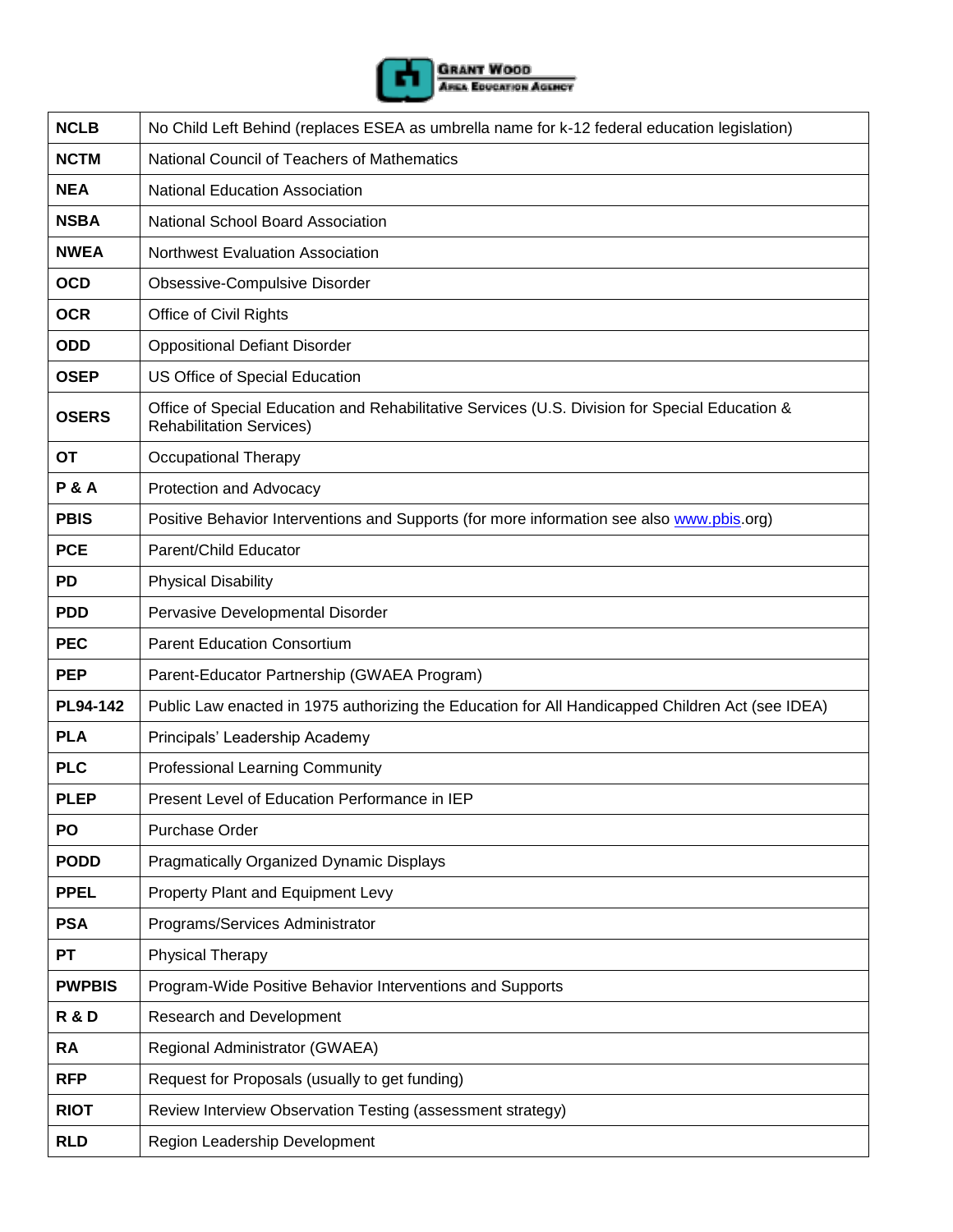| | |
|---|---|
| **NCLB** | No Child Left Behind (replaces ESEA as umbrella name for k-12 federal education legislation) |
| **NCTM** | National Council of Teachers of Mathematics |
| **NEA** | National Education Association |
| **NSBA** | National School Board Association |
| **NWEA** | Northwest Evaluation Association |
| **OCD** | Obsessive-Compulsive Disorder |
| **OCR** | Office of Civil Rights |
| **ODD** | Oppositional Defiant Disorder |
| **OSEP** | US Office of Special Education |
| **OSERS** | Office of Special Education and Rehabilitative Services (U.S. Division for Special Education & Rehabilitation Services) |
| **OT** | Occupational Therapy |
| **P & A** | Protection and Advocacy |
| **PBIS** | Positive Behavior Interventions and Supports (for more information see also www.pbis.org) |
| **PCE** | Parent/Child Educator |
| **PD** | Physical Disability |
| **PDD** | Pervasive Developmental Disorder |
| **PEC** | Parent Education Consortium |
| **PEP** | Parent-Educator Partnership (GWAEA Program) |
| **PL94-142** | Public Law enacted in 1975 authorizing the Education for All Handicapped Children Act (see IDEA) |
| **PLA** | Principals' Leadership Academy |
| **PLC** | Professional Learning Community |
| **PLEP** | Present Level of Education Performance in IEP |
| **PO** | Purchase Order |
| **PODD** | Pragmatically Organized Dynamic Displays |
| **PPEL** | Property Plant and Equipment Levy |
| **PSA** | Programs/Services Administrator |
| **PT** | Physical Therapy |
| **PWPBIS** | Program-Wide Positive Behavior Interventions and Supports |
| **R & D** | Research and Development |
| **RA** | Regional Administrator (GWAEA) |
| **RFP** | Request for Proposals (usually to get funding) |
| **RIOT** | Review Interview Observation Testing (assessment strategy) |
| **RLD** | Region Leadership Development |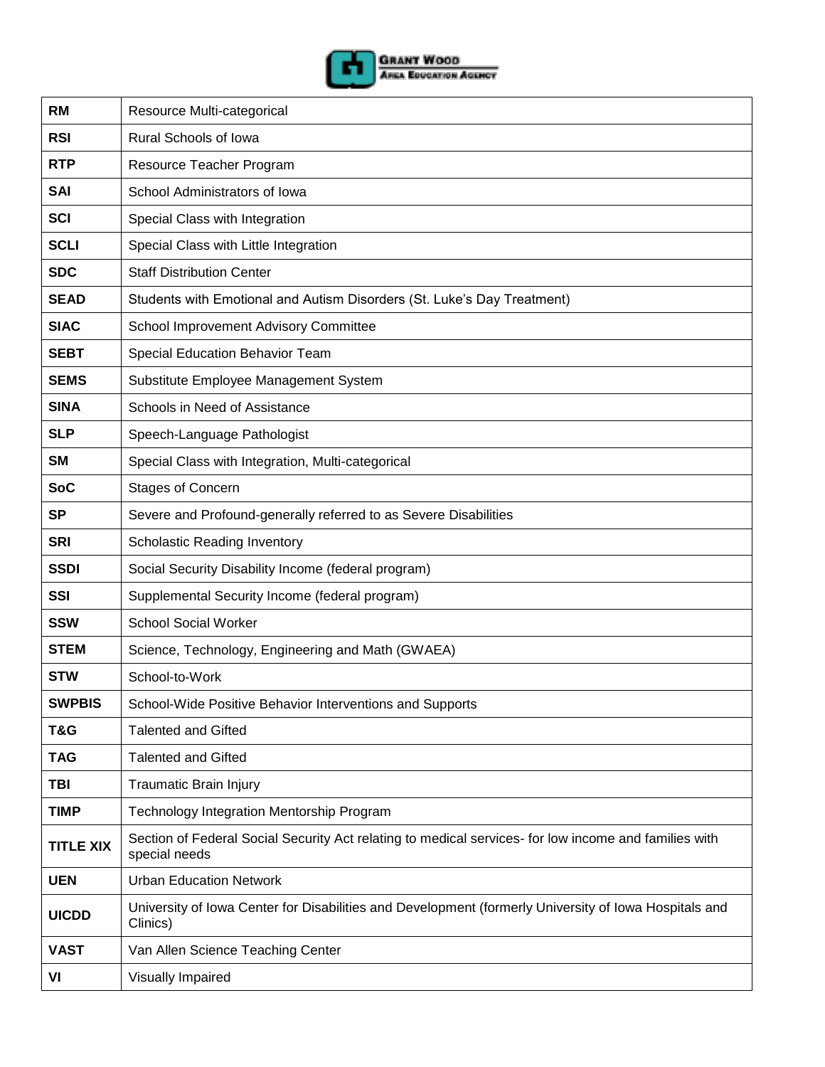| | |
|---|---|
| **RM** | Resource Multi-categorical |
| **RSI** | Rural Schools of Iowa |
| **RTP** | Resource Teacher Program |
| **SAI** | School Administrators of Iowa |
| **SCI** | Special Class with Integration |
| **SCLI** | Special Class with Little Integration |
| **SDC** | Staff Distribution Center |
| **SEAD** | Students with Emotional and Autism Disorders (St. Luke's Day Treatment) |
| **SIAC** | School Improvement Advisory Committee |
| **SEBT** | Special Education Behavior Team |
| **SEMS** | Substitute Employee Management System |
| **SINA** | Schools in Need of Assistance |
| **SLP** | Speech-Language Pathologist |
| **SM** | Special Class with Integration, Multi-categorical |
| **SoC** | Stages of Concern |
| **SP** | Severe and Profound-generally referred to as Severe Disabilities |
| **SRI** | Scholastic Reading Inventory |
| **SSDI** | Social Security Disability Income (federal program) |
| **SSI** | Supplemental Security Income (federal program) |
| **SSW** | School Social Worker |
| **STEM** | Science, Technology, Engineering and Math (GWAEA) |
| **STW** | School-to-Work |
| **SWPBIS** | School-Wide Positive Behavior Interventions and Supports |
| **T&G** | Talented and Gifted |
| **TAG** | Talented and Gifted |
| **TBI** | Traumatic Brain Injury |
| **TIMP** | Technology Integration Mentorship Program |
| **TITLE XIX** | Section of Federal Social Security Act relating to medical services- for low income and families with special needs |
| **UEN** | Urban Education Network |
| **UICDD** | University of Iowa Center for Disabilities and Development (formerly University of Iowa Hospitals and Clinics) |
| **VAST** | Van Allen Science Teaching Center |
| **VI** | Visually Impaired |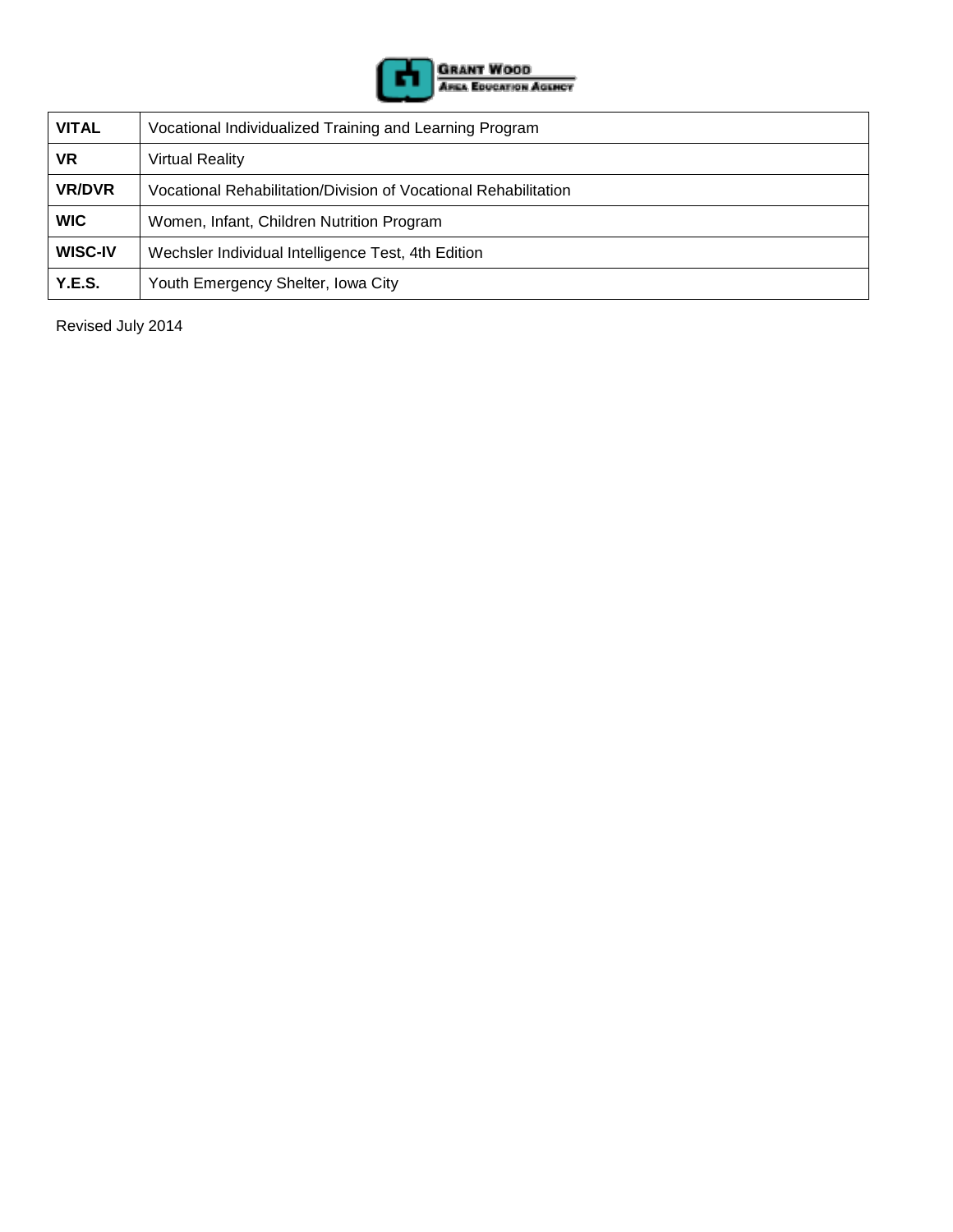| | |
|---|---|
| **VITAL** | Vocational Individualized Training and Learning Program |
| **VR** | Virtual Reality |
| **VR/DVR** | Vocational Rehabilitation/Division of Vocational Rehabilitation |
| **WIC** | Women, Infant, Children Nutrition Program |
| **WISC-IV** | Wechsler Individual Intelligence Test, 4th Edition |
| **Y.E.S.** | Youth Emergency Shelter, Iowa City |

Revised July 2014